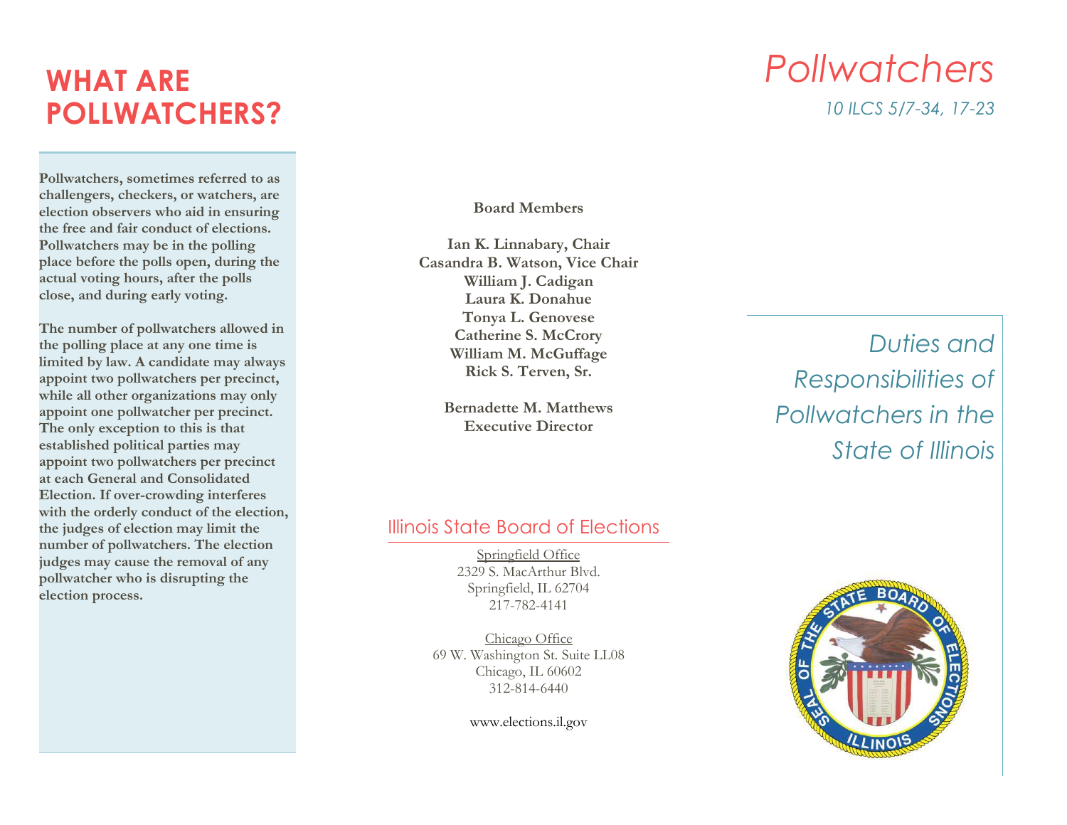# WHAT ARE POLLWATCHERS?

**Pollwatchers, sometimes referred to as challengers, checkers, or watchers, are election observers who aid in ensuring the free and fair conduct of elections. Pollwatchers may be in the polling place before the polls open, during the actual voting hours, after the polls close, and during early voting.**

**The number of pollwatchers allowed in the polling place at any one time is limited by law. A candidate may always appoint two pollwatchers per precinct, while all other organizations may only appoint one pollwatcher per precinct. The only exception to this is that established political parties may appoint two pollwatchers per precinct at each General and Consolidated Election. If over-crowding interferes with the orderly conduct of the election, the judges of election may limit the number of pollwatchers. The election judges may cause the removal of any pollwatcher who is disrupting the election process.**

**Board Members**

**Ian K. Linnabary, Chair**
**Casandra B. Watson, Vice Chair**
**William J. Cadigan**
**Laura K. Donahue**
**Tonya L. Genovese**
**Catherine S. McCrory**
**William M. McGuffage**
**Rick S. Terven, Sr.**

**Bernadette M. Matthews**
**Executive Director**

## Illinois State Board of Elections

Springfield Office
2329 S. MacArthur Blvd.
Springfield, IL 62704
217-782-4141

Chicago Office
69 W. Washington St. Suite LL08
Chicago, IL 60602
312-814-6440

www.elections.il.gov

# *Pollwatchers*

*10 ILCS 5/7-34, 17-23*

## *Duties and Responsibilities of Pollwatchers in the State of Illinois*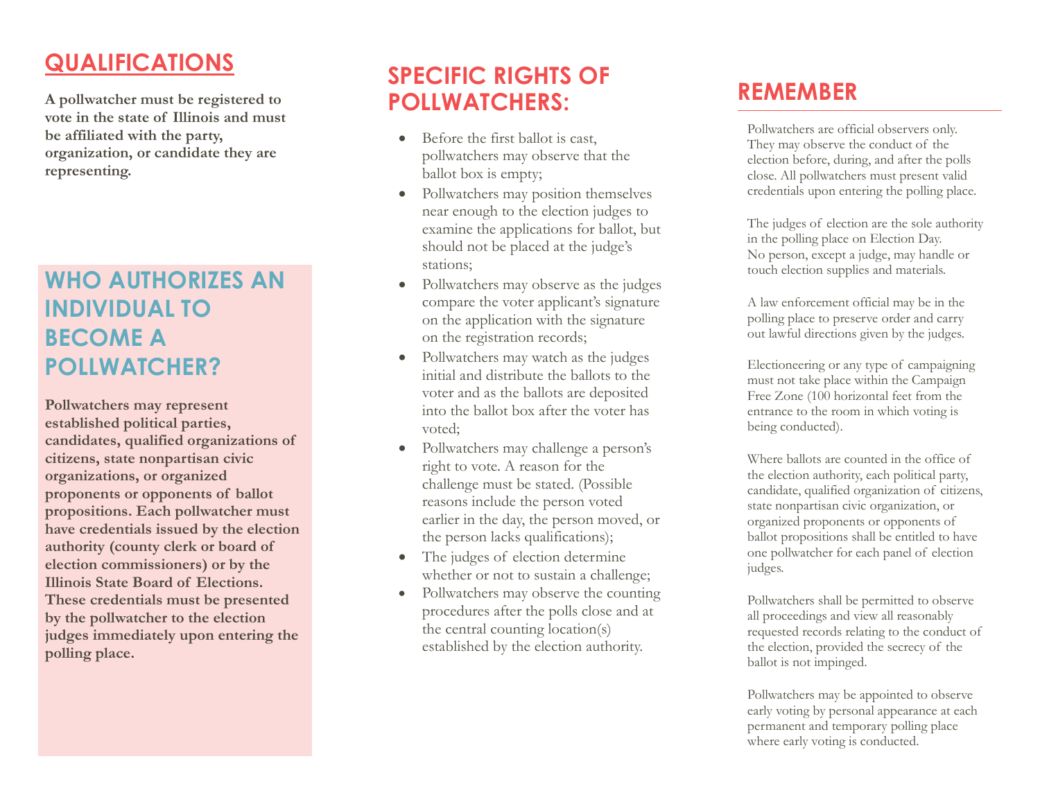## QUALIFICATIONS

**A pollwatcher must be registered to vote in the state of Illinois and must be affiliated with the party, organization, or candidate they are representing.**

## WHO AUTHORIZES AN INDIVIDUAL TO BECOME A POLLWATCHER?

**Pollwatchers may represent established political parties, candidates, qualified organizations of citizens, state nonpartisan civic organizations, or organized proponents or opponents of ballot propositions. Each pollwatcher must have credentials issued by the election authority (county clerk or board of election commissioners) or by the Illinois State Board of Elections. These credentials must be presented by the pollwatcher to the election judges immediately upon entering the polling place.**

## SPECIFIC RIGHTS OF POLLWATCHERS:

- Before the first ballot is cast, pollwatchers may observe that the ballot box is empty;
- Pollwatchers may position themselves near enough to the election judges to examine the applications for ballot, but should not be placed at the judge's stations;
- Pollwatchers may observe as the judges compare the voter applicant's signature on the application with the signature on the registration records;
- Pollwatchers may watch as the judges initial and distribute the ballots to the voter and as the ballots are deposited into the ballot box after the voter has voted;
- Pollwatchers may challenge a person's right to vote. A reason for the challenge must be stated. (Possible reasons include the person voted earlier in the day, the person moved, or the person lacks qualifications);
- The judges of election determine whether or not to sustain a challenge;
- Pollwatchers may observe the counting procedures after the polls close and at the central counting location(s) established by the election authority.

## REMEMBER

Pollwatchers are official observers only. They may observe the conduct of the election before, during, and after the polls close. All pollwatchers must present valid credentials upon entering the polling place.

The judges of election are the sole authority in the polling place on Election Day. No person, except a judge, may handle or touch election supplies and materials.

A law enforcement official may be in the polling place to preserve order and carry out lawful directions given by the judges.

Electioneering or any type of campaigning must not take place within the Campaign Free Zone (100 horizontal feet from the entrance to the room in which voting is being conducted).

Where ballots are counted in the office of the election authority, each political party, candidate, qualified organization of citizens, state nonpartisan civic organization, or organized proponents or opponents of ballot propositions shall be entitled to have one pollwatcher for each panel of election judges.

Pollwatchers shall be permitted to observe all proceedings and view all reasonably requested records relating to the conduct of the election, provided the secrecy of the ballot is not impinged.

Pollwatchers may be appointed to observe early voting by personal appearance at each permanent and temporary polling place where early voting is conducted.